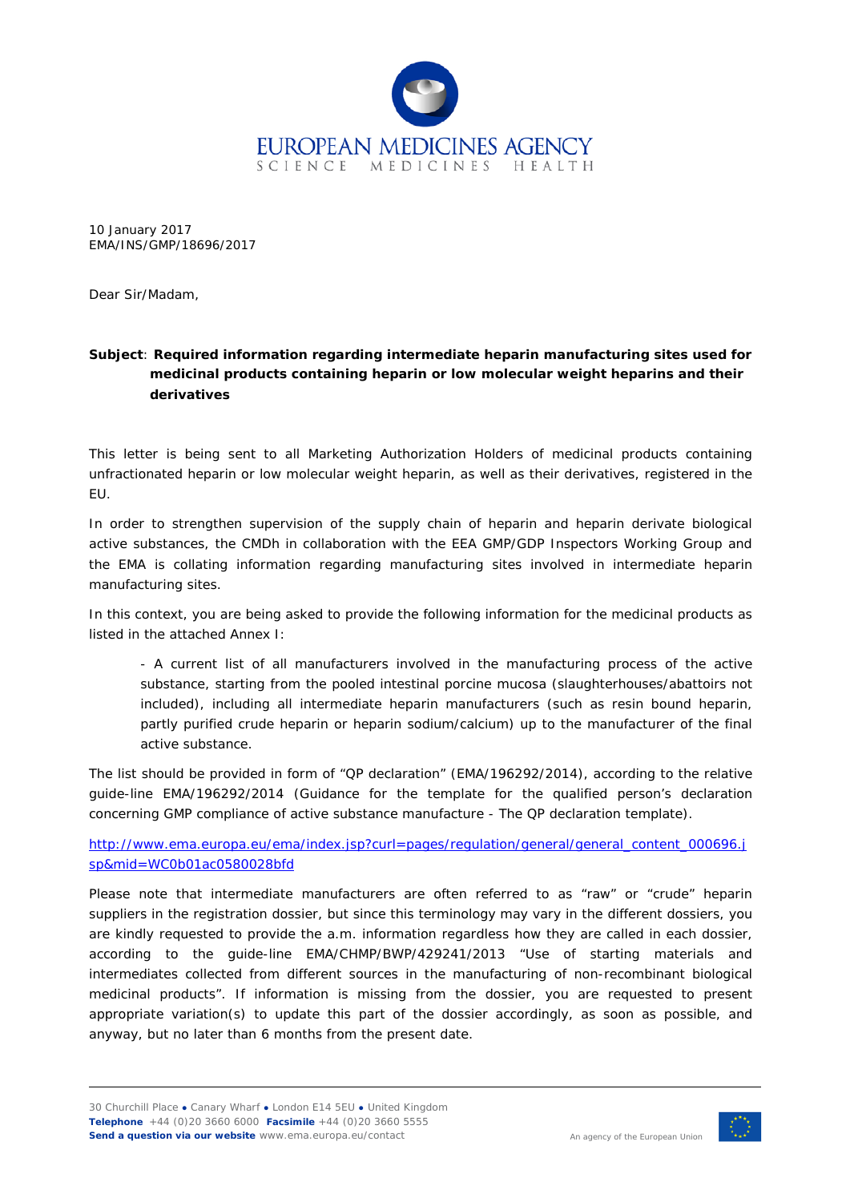EUROPEAN MEDICINES AGENCY
SCIENCE MEDICINES HEALTH

10 January 2017
EMA/INS/GMP/18696/2017

Dear Sir/Madam,

**Subject**: **Required information regarding intermediate heparin manufacturing sites used for medicinal products containing heparin or low molecular weight heparins and their derivatives**

This letter is being sent to all Marketing Authorization Holders of medicinal products containing unfractionated heparin or low molecular weight heparin, as well as their derivatives, registered in the EU.

In order to strengthen supervision of the supply chain of heparin and heparin derivate biological active substances, the CMDh in collaboration with the EEA GMP/GDP Inspectors Working Group and the EMA is collating information regarding manufacturing sites involved in intermediate heparin manufacturing sites.

In this context, you are being asked to provide the following information for the medicinal products as listed in the attached Annex I:

- A current list of all manufacturers involved in the manufacturing process of the active substance, starting from the pooled intestinal porcine mucosa (slaughterhouses/abattoirs not included), including all intermediate heparin manufacturers (such as resin bound heparin, partly purified crude heparin or heparin sodium/calcium) up to the manufacturer of the final active substance.

The list should be provided in form of "QP declaration" (EMA/196292/2014), according to the relative guide-line EMA/196292/2014 (Guidance for the template for the qualified person's declaration concerning GMP compliance of active substance manufacture - The QP declaration template).

http://www.ema.europa.eu/ema/index.jsp?curl=pages/regulation/general/general_content_000696.jsp&mid=WC0b01ac0580028bfd

Please note that intermediate manufacturers are often referred to as "raw" or "crude" heparin suppliers in the registration dossier, but since this terminology may vary in the different dossiers, you are kindly requested to provide the a.m. information regardless how they are called in each dossier, according to the guide-line EMA/CHMP/BWP/429241/2013 "Use of starting materials and intermediates collected from different sources in the manufacturing of non-recombinant biological medicinal products". If information is missing from the dossier, you are requested to present appropriate variation(s) to update this part of the dossier accordingly, as soon as possible, and anyway, but no later than 6 months from the present date.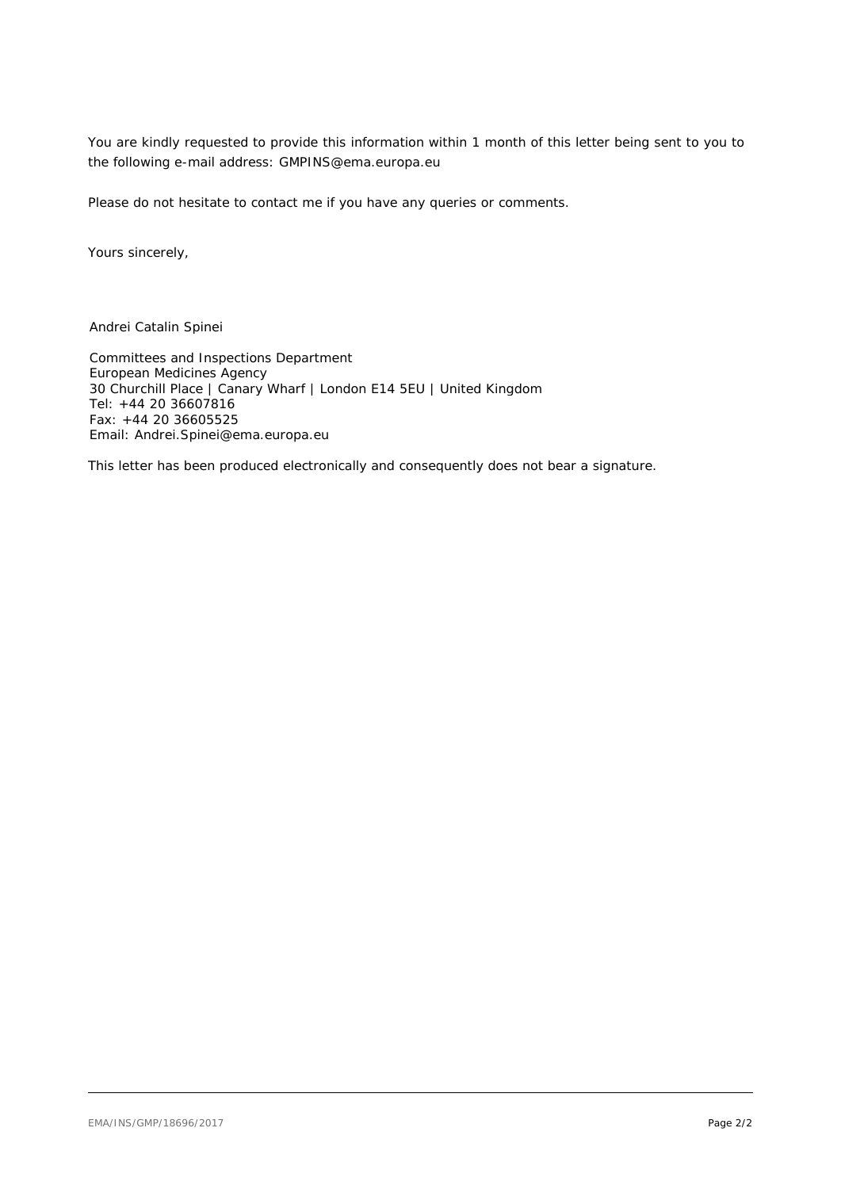You are kindly requested to provide this information within 1 month of this letter being sent to you to the following e-mail address: GMPINS@ema.europa.eu

Please do not hesitate to contact me if you have any queries or comments.

Yours sincerely,

Andrei Catalin Spinei

Committees and Inspections Department
European Medicines Agency
30 Churchill Place | Canary Wharf | London E14 5EU | United Kingdom
Tel: +44 20 36607816
Fax: +44 20 36605525
Email: Andrei.Spinei@ema.europa.eu

This letter has been produced electronically and consequently does not bear a signature.

EMA/INS/GMP/18696/2017